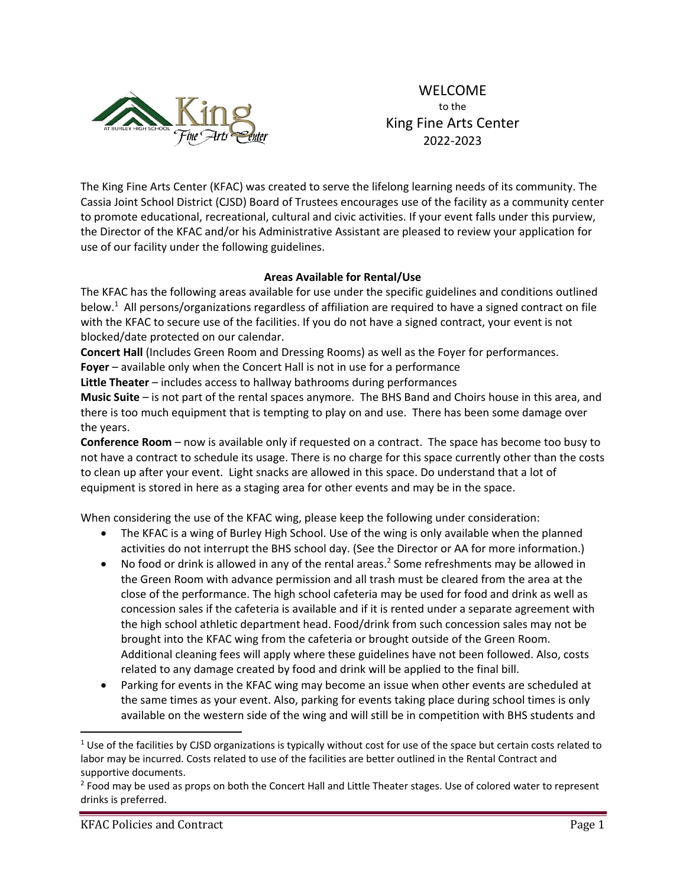# WELCOME
to the
King Fine Arts Center
2022-2023

The King Fine Arts Center (KFAC) was created to serve the lifelong learning needs of its community. The Cassia Joint School District (CJSD) Board of Trustees encourages use of the facility as a community center to promote educational, recreational, cultural and civic activities. If your event falls under this purview, the Director of the KFAC and/or his Administrative Assistant are pleased to review your application for use of our facility under the following guidelines.

## Areas Available for Rental/Use

The KFAC has the following areas available for use under the specific guidelines and conditions outlined below.[1] All persons/organizations regardless of affiliation are required to have a signed contract on file with the KFAC to secure use of the facilities. If you do not have a signed contract, your event is not blocked/date protected on our calendar.

**Concert Hall** (Includes Green Room and Dressing Rooms) as well as the Foyer for performances.

**Foyer** – available only when the Concert Hall is not in use for a performance

**Little Theater** – includes access to hallway bathrooms during performances

**Music Suite** – is not part of the rental spaces anymore. The BHS Band and Choirs house in this area, and there is too much equipment that is tempting to play on and use. There has been some damage over the years.

**Conference Room** – now is available only if requested on a contract. The space has become too busy to not have a contract to schedule its usage. There is no charge for this space currently other than the costs to clean up after your event. Light snacks are allowed in this space. Do understand that a lot of equipment is stored in here as a staging area for other events and may be in the space.

When considering the use of the KFAC wing, please keep the following under consideration:

- The KFAC is a wing of Burley High School. Use of the wing is only available when the planned activities do not interrupt the BHS school day. (See the Director or AA for more information.)
- No food or drink is allowed in any of the rental areas.[2] Some refreshments may be allowed in the Green Room with advance permission and all trash must be cleared from the area at the close of the performance. The high school cafeteria may be used for food and drink as well as concession sales if the cafeteria is available and if it is rented under a separate agreement with the high school athletic department head. Food/drink from such concession sales may not be brought into the KFAC wing from the cafeteria or brought outside of the Green Room. Additional cleaning fees will apply where these guidelines have not been followed. Also, costs related to any damage created by food and drink will be applied to the final bill.
- Parking for events in the KFAC wing may become an issue when other events are scheduled at the same times as your event. Also, parking for events taking place during school times is only available on the western side of the wing and will still be in competition with BHS students and

[1] Use of the facilities by CJSD organizations is typically without cost for use of the space but certain costs related to labor may be incurred. Costs related to use of the facilities are better outlined in the Rental Contract and supportive documents.

[2] Food may be used as props on both the Concert Hall and Little Theater stages. Use of colored water to represent drinks is preferred.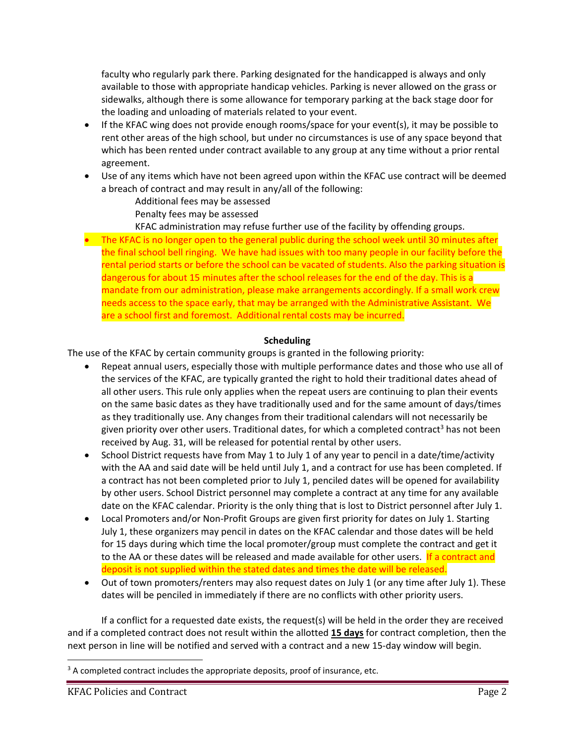faculty who regularly park there. Parking designated for the handicapped is always and only available to those with appropriate handicap vehicles. Parking is never allowed on the grass or sidewalks, although there is some allowance for temporary parking at the back stage door for the loading and unloading of materials related to your event.

- If the KFAC wing does not provide enough rooms/space for your event(s), it may be possible to rent other areas of the high school, but under no circumstances is use of any space beyond that which has been rented under contract available to any group at any time without a prior rental agreement.
- Use of any items which have not been agreed upon within the KFAC use contract will be deemed a breach of contract and may result in any/all of the following:
  - Additional fees may be assessed
  - Penalty fees may be assessed
  - KFAC administration may refuse further use of the facility by offending groups.
- The KFAC is no longer open to the general public during the school week until 30 minutes after the final school bell ringing. We have had issues with too many people in our facility before the rental period starts or before the school can be vacated of students. Also the parking situation is dangerous for about 15 minutes after the school releases for the end of the day. This is a mandate from our administration, please make arrangements accordingly. If a small work crew needs access to the space early, that may be arranged with the Administrative Assistant. We are a school first and foremost. Additional rental costs may be incurred.

## Scheduling

The use of the KFAC by certain community groups is granted in the following priority:

- Repeat annual users, especially those with multiple performance dates and those who use all of the services of the KFAC, are typically granted the right to hold their traditional dates ahead of all other users. This rule only applies when the repeat users are continuing to plan their events on the same basic dates as they have traditionally used and for the same amount of days/times as they traditionally use. Any changes from their traditional calendars will not necessarily be given priority over other users. Traditional dates, for which a completed contract[3] has not been received by Aug. 31, will be released for potential rental by other users.
- School District requests have from May 1 to July 1 of any year to pencil in a date/time/activity with the AA and said date will be held until July 1, and a contract for use has been completed. If a contract has not been completed prior to July 1, penciled dates will be opened for availability by other users. School District personnel may complete a contract at any time for any available date on the KFAC calendar. Priority is the only thing that is lost to District personnel after July 1.
- Local Promoters and/or Non-Profit Groups are given first priority for dates on July 1. Starting July 1, these organizers may pencil in dates on the KFAC calendar and those dates will be held for 15 days during which time the local promoter/group must complete the contract and get it to the AA or these dates will be released and made available for other users. If a contract and deposit is not supplied within the stated dates and times the date will be released.
- Out of town promoters/renters may also request dates on July 1 (or any time after July 1). These dates will be penciled in immediately if there are no conflicts with other priority users.

If a conflict for a requested date exists, the request(s) will be held in the order they are received and if a completed contract does not result within the allotted **15 days** for contract completion, then the next person in line will be notified and served with a contract and a new 15-day window will begin.

[3] A completed contract includes the appropriate deposits, proof of insurance, etc.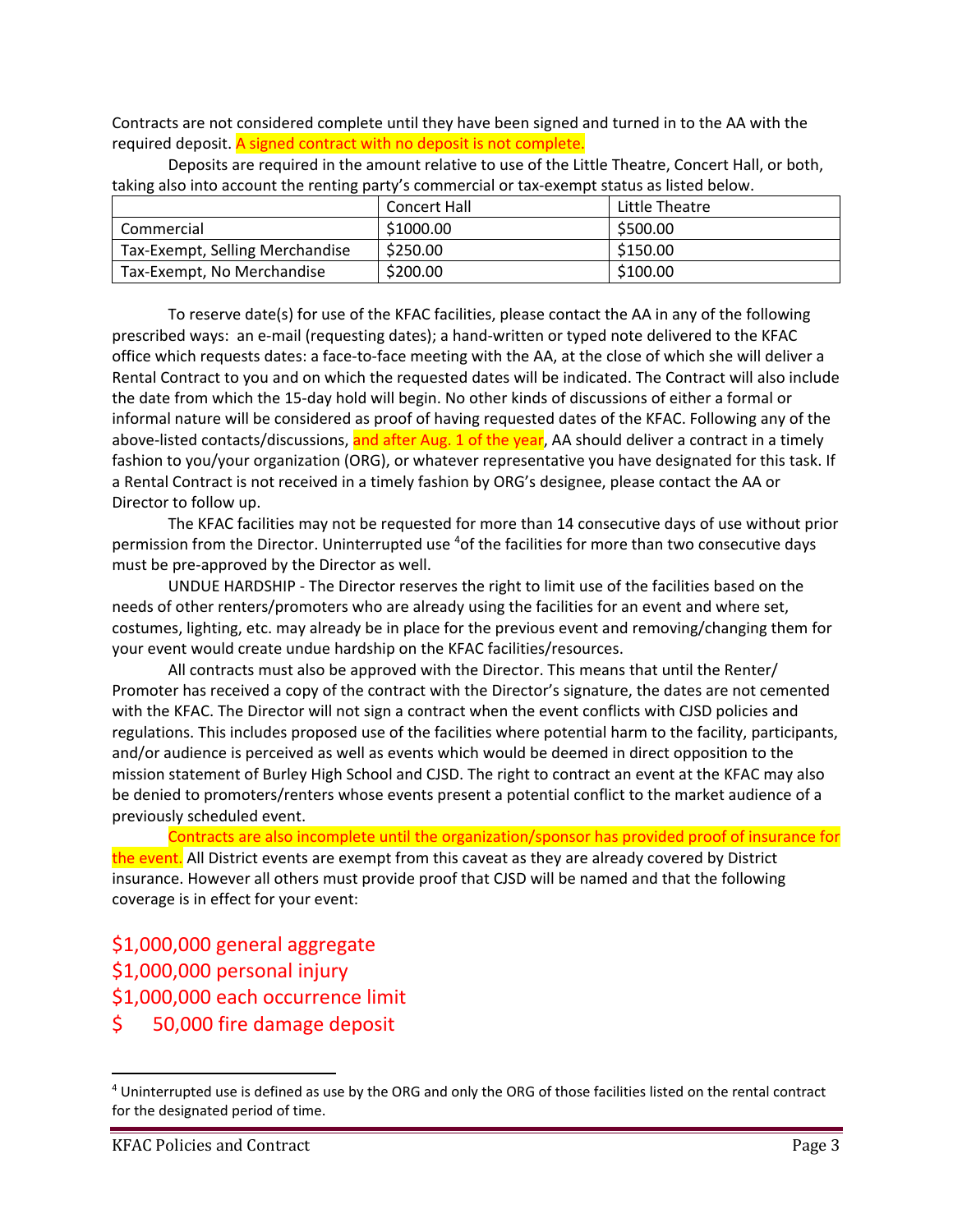Contracts are not considered complete until they have been signed and turned in to the AA with the required deposit. A signed contract with no deposit is not complete.

Deposits are required in the amount relative to use of the Little Theatre, Concert Hall, or both, taking also into account the renting party's commercial or tax-exempt status as listed below.

| | Concert Hall | Little Theatre |
|---|---|---|
| Commercial | $1000.00 | $500.00 |
| Tax-Exempt, Selling Merchandise | $250.00 | $150.00 |
| Tax-Exempt, No Merchandise | $200.00 | $100.00 |

To reserve date(s) for use of the KFAC facilities, please contact the AA in any of the following prescribed ways: an e-mail (requesting dates); a hand-written or typed note delivered to the KFAC office which requests dates: a face-to-face meeting with the AA, at the close of which she will deliver a Rental Contract to you and on which the requested dates will be indicated. The Contract will also include the date from which the 15-day hold will begin. No other kinds of discussions of either a formal or informal nature will be considered as proof of having requested dates of the KFAC. Following any of the above-listed contacts/discussions, and after Aug. 1 of the year, AA should deliver a contract in a timely fashion to you/your organization (ORG), or whatever representative you have designated for this task. If a Rental Contract is not received in a timely fashion by ORG's designee, please contact the AA or Director to follow up.

The KFAC facilities may not be requested for more than 14 consecutive days of use without prior permission from the Director. Uninterrupted use [4] of the facilities for more than two consecutive days must be pre-approved by the Director as well.

UNDUE HARDSHIP - The Director reserves the right to limit use of the facilities based on the needs of other renters/promoters who are already using the facilities for an event and where set, costumes, lighting, etc. may already be in place for the previous event and removing/changing them for your event would create undue hardship on the KFAC facilities/resources.

All contracts must also be approved with the Director. This means that until the Renter/ Promoter has received a copy of the contract with the Director's signature, the dates are not cemented with the KFAC. The Director will not sign a contract when the event conflicts with CJSD policies and regulations. This includes proposed use of the facilities where potential harm to the facility, participants, and/or audience is perceived as well as events which would be deemed in direct opposition to the mission statement of Burley High School and CJSD. The right to contract an event at the KFAC may also be denied to promoters/renters whose events present a potential conflict to the market audience of a previously scheduled event.

Contracts are also incomplete until the organization/sponsor has provided proof of insurance for the event. All District events are exempt from this caveat as they are already covered by District insurance. However all others must provide proof that CJSD will be named and that the following coverage is in effect for your event:

$1,000,000 general aggregate
$1,000,000 personal injury
$1,000,000 each occurrence limit
$ 50,000 fire damage deposit

[4] Uninterrupted use is defined as use by the ORG and only the ORG of those facilities listed on the rental contract for the designated period of time.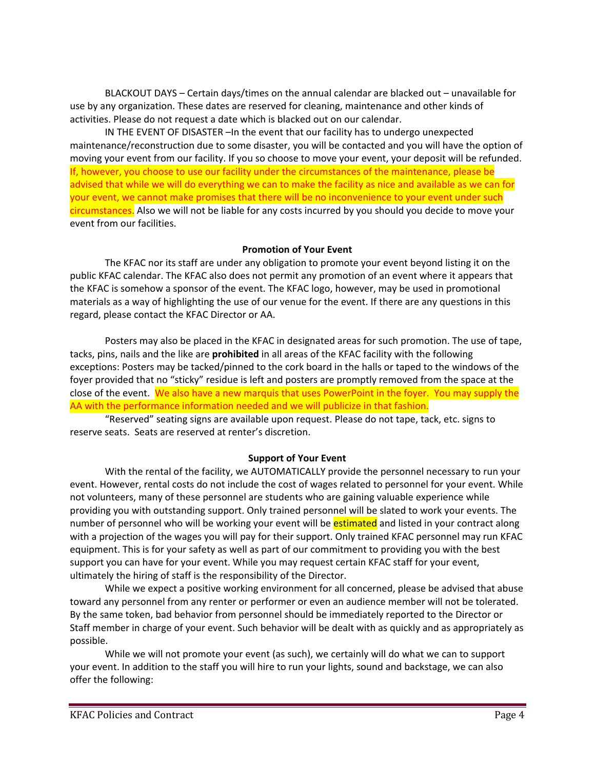BLACKOUT DAYS – Certain days/times on the annual calendar are blacked out – unavailable for use by any organization. These dates are reserved for cleaning, maintenance and other kinds of activities. Please do not request a date which is blacked out on our calendar.

IN THE EVENT OF DISASTER –In the event that our facility has to undergo unexpected maintenance/reconstruction due to some disaster, you will be contacted and you will have the option of moving your event from our facility. If you so choose to move your event, your deposit will be refunded. If, however, you choose to use our facility under the circumstances of the maintenance, please be advised that while we will do everything we can to make the facility as nice and available as we can for your event, we cannot make promises that there will be no inconvenience to your event under such circumstances. Also we will not be liable for any costs incurred by you should you decide to move your event from our facilities.

**Promotion of Your Event**

The KFAC nor its staff are under any obligation to promote your event beyond listing it on the public KFAC calendar. The KFAC also does not permit any promotion of an event where it appears that the KFAC is somehow a sponsor of the event. The KFAC logo, however, may be used in promotional materials as a way of highlighting the use of our venue for the event. If there are any questions in this regard, please contact the KFAC Director or AA.

Posters may also be placed in the KFAC in designated areas for such promotion. The use of tape, tacks, pins, nails and the like are **prohibited** in all areas of the KFAC facility with the following exceptions: Posters may be tacked/pinned to the cork board in the halls or taped to the windows of the foyer provided that no "sticky" residue is left and posters are promptly removed from the space at the close of the event. We also have a new marquis that uses PowerPoint in the foyer. You may supply the AA with the performance information needed and we will publicize in that fashion.

"Reserved" seating signs are available upon request. Please do not tape, tack, etc. signs to reserve seats. Seats are reserved at renter's discretion.

**Support of Your Event**

With the rental of the facility, we AUTOMATICALLY provide the personnel necessary to run your event. However, rental costs do not include the cost of wages related to personnel for your event. While not volunteers, many of these personnel are students who are gaining valuable experience while providing you with outstanding support. Only trained personnel will be slated to work your events. The number of personnel who will be working your event will be estimated and listed in your contract along with a projection of the wages you will pay for their support. Only trained KFAC personnel may run KFAC equipment. This is for your safety as well as part of our commitment to providing you with the best support you can have for your event. While you may request certain KFAC staff for your event, ultimately the hiring of staff is the responsibility of the Director.

While we expect a positive working environment for all concerned, please be advised that abuse toward any personnel from any renter or performer or even an audience member will not be tolerated. By the same token, bad behavior from personnel should be immediately reported to the Director or Staff member in charge of your event. Such behavior will be dealt with as quickly and as appropriately as possible.

While we will not promote your event (as such), we certainly will do what we can to support your event. In addition to the staff you will hire to run your lights, sound and backstage, we can also offer the following: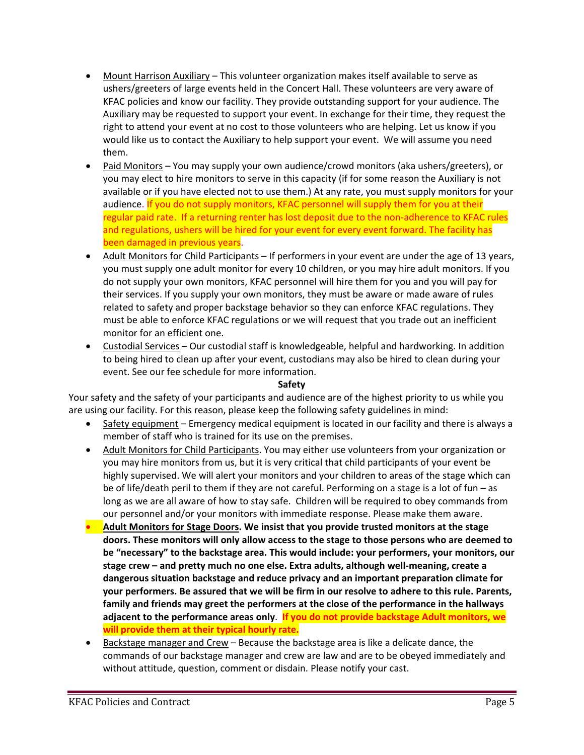- Mount Harrison Auxiliary – This volunteer organization makes itself available to serve as ushers/greeters of large events held in the Concert Hall. These volunteers are very aware of KFAC policies and know our facility. They provide outstanding support for your audience. The Auxiliary may be requested to support your event. In exchange for their time, they request the right to attend your event at no cost to those volunteers who are helping. Let us know if you would like us to contact the Auxiliary to help support your event. We will assume you need them.
- Paid Monitors – You may supply your own audience/crowd monitors (aka ushers/greeters), or you may elect to hire monitors to serve in this capacity (if for some reason the Auxiliary is not available or if you have elected not to use them.) At any rate, you must supply monitors for your audience. If you do not supply monitors, KFAC personnel will supply them for you at their regular paid rate. If a returning renter has lost deposit due to the non-adherence to KFAC rules and regulations, ushers will be hired for your event for every event forward. The facility has been damaged in previous years.
- Adult Monitors for Child Participants – If performers in your event are under the age of 13 years, you must supply one adult monitor for every 10 children, or you may hire adult monitors. If you do not supply your own monitors, KFAC personnel will hire them for you and you will pay for their services. If you supply your own monitors, they must be aware or made aware of rules related to safety and proper backstage behavior so they can enforce KFAC regulations. They must be able to enforce KFAC regulations or we will request that you trade out an inefficient monitor for an efficient one.
- Custodial Services – Our custodial staff is knowledgeable, helpful and hardworking. In addition to being hired to clean up after your event, custodians may also be hired to clean during your event. See our fee schedule for more information.

**Safety**

Your safety and the safety of your participants and audience are of the highest priority to us while you are using our facility. For this reason, please keep the following safety guidelines in mind:

- Safety equipment – Emergency medical equipment is located in our facility and there is always a member of staff who is trained for its use on the premises.
- Adult Monitors for Child Participants. You may either use volunteers from your organization or you may hire monitors from us, but it is very critical that child participants of your event be highly supervised. We will alert your monitors and your children to areas of the stage which can be of life/death peril to them if they are not careful. Performing on a stage is a lot of fun – as long as we are all aware of how to stay safe. Children will be required to obey commands from our personnel and/or your monitors with immediate response. Please make them aware.
- **Adult Monitors for Stage Doors. We insist that you provide trusted monitors at the stage doors. These monitors will only allow access to the stage to those persons who are deemed to be "necessary" to the backstage area. This would include: your performers, your monitors, our stage crew – and pretty much no one else. Extra adults, although well-meaning, create a dangerous situation backstage and reduce privacy and an important preparation climate for your performers. Be assured that we will be firm in our resolve to adhere to this rule. Parents, family and friends may greet the performers at the close of the performance in the hallways adjacent to the performance areas only. If you do not provide backstage Adult monitors, we will provide them at their typical hourly rate.**
- Backstage manager and Crew – Because the backstage area is like a delicate dance, the commands of our backstage manager and crew are law and are to be obeyed immediately and without attitude, question, comment or disdain. Please notify your cast.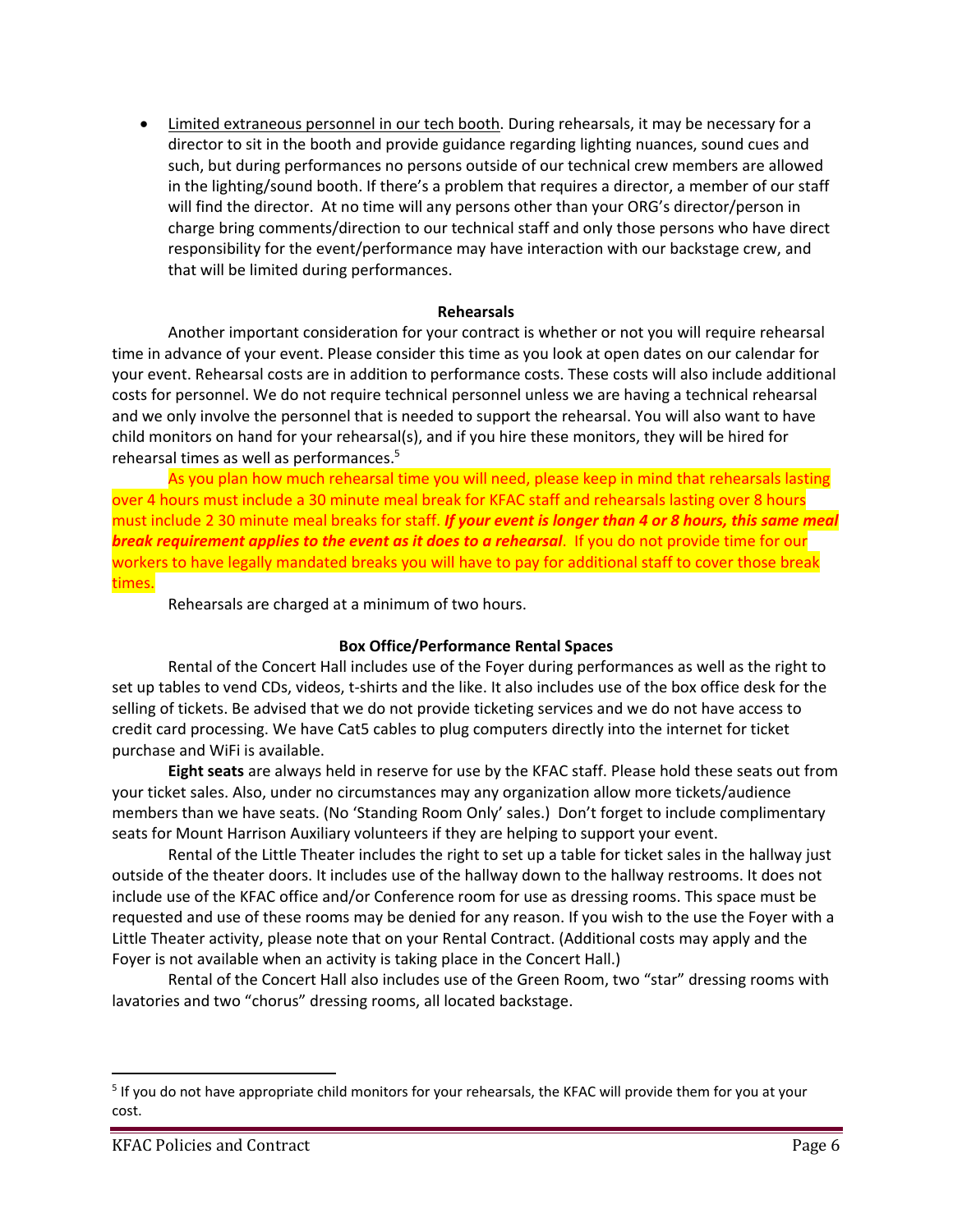- Limited extraneous personnel in our tech booth. During rehearsals, it may be necessary for a director to sit in the booth and provide guidance regarding lighting nuances, sound cues and such, but during performances no persons outside of our technical crew members are allowed in the lighting/sound booth. If there's a problem that requires a director, a member of our staff will find the director. At no time will any persons other than your ORG's director/person in charge bring comments/direction to our technical staff and only those persons who have direct responsibility for the event/performance may have interaction with our backstage crew, and that will be limited during performances.

**Rehearsals**

Another important consideration for your contract is whether or not you will require rehearsal time in advance of your event. Please consider this time as you look at open dates on our calendar for your event. Rehearsal costs are in addition to performance costs. These costs will also include additional costs for personnel. We do not require technical personnel unless we are having a technical rehearsal and we only involve the personnel that is needed to support the rehearsal. You will also want to have child monitors on hand for your rehearsal(s), and if you hire these monitors, they will be hired for rehearsal times as well as performances.[5]

As you plan how much rehearsal time you will need, please keep in mind that rehearsals lasting over 4 hours must include a 30 minute meal break for KFAC staff and rehearsals lasting over 8 hours must include 2 30 minute meal breaks for staff. ***If your event is longer than 4 or 8 hours, this same meal break requirement applies to the event as it does to a rehearsal***. If you do not provide time for our workers to have legally mandated breaks you will have to pay for additional staff to cover those break times.

Rehearsals are charged at a minimum of two hours.

**Box Office/Performance Rental Spaces**

Rental of the Concert Hall includes use of the Foyer during performances as well as the right to set up tables to vend CDs, videos, t-shirts and the like. It also includes use of the box office desk for the selling of tickets. Be advised that we do not provide ticketing services and we do not have access to credit card processing. We have Cat5 cables to plug computers directly into the internet for ticket purchase and WiFi is available.

**Eight seats** are always held in reserve for use by the KFAC staff. Please hold these seats out from your ticket sales. Also, under no circumstances may any organization allow more tickets/audience members than we have seats. (No 'Standing Room Only' sales.) Don't forget to include complimentary seats for Mount Harrison Auxiliary volunteers if they are helping to support your event.

Rental of the Little Theater includes the right to set up a table for ticket sales in the hallway just outside of the theater doors. It includes use of the hallway down to the hallway restrooms. It does not include use of the KFAC office and/or Conference room for use as dressing rooms. This space must be requested and use of these rooms may be denied for any reason. If you wish to the use the Foyer with a Little Theater activity, please note that on your Rental Contract. (Additional costs may apply and the Foyer is not available when an activity is taking place in the Concert Hall.)

Rental of the Concert Hall also includes use of the Green Room, two "star" dressing rooms with lavatories and two "chorus" dressing rooms, all located backstage.

---

[5] If you do not have appropriate child monitors for your rehearsals, the KFAC will provide them for you at your cost.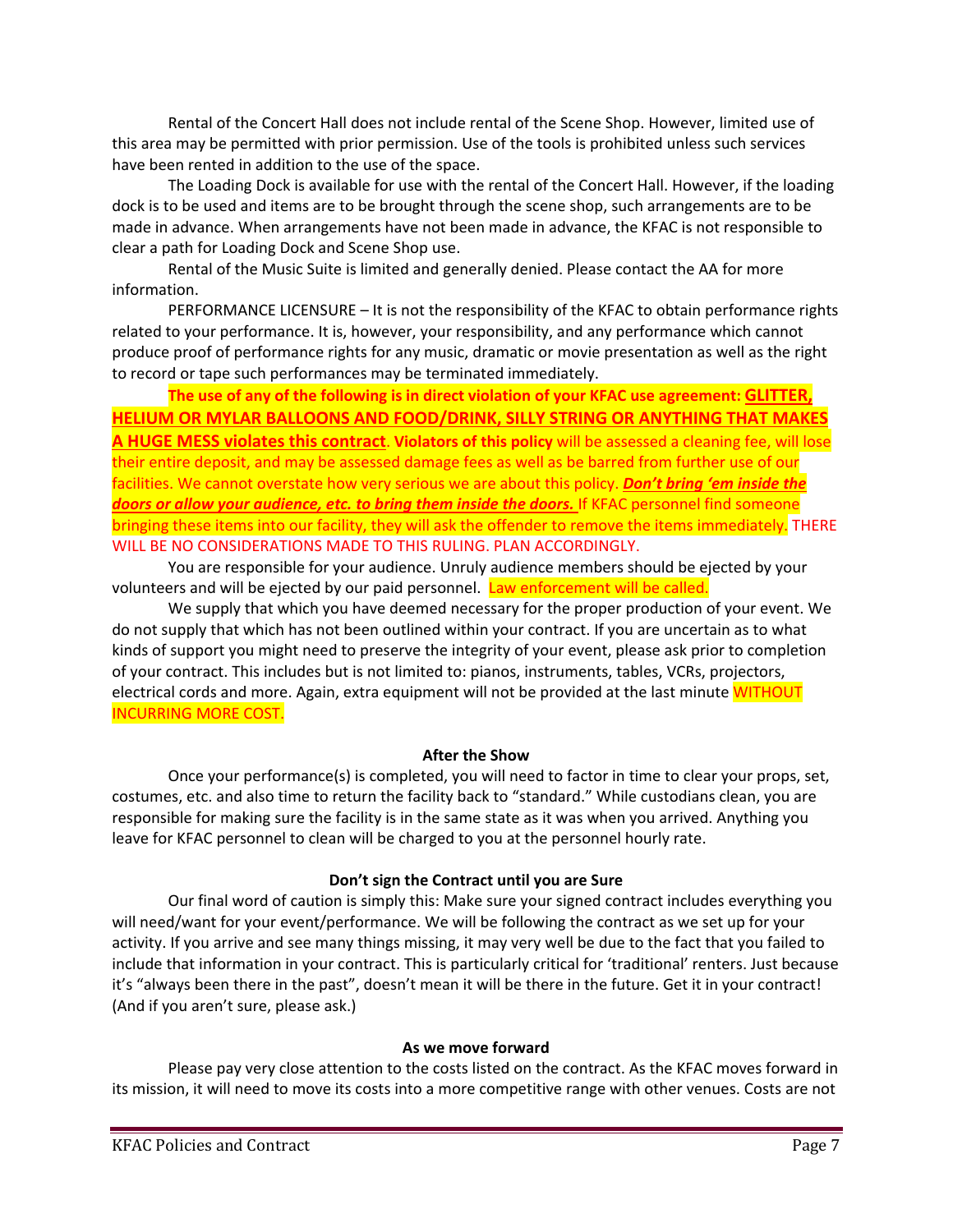Rental of the Concert Hall does not include rental of the Scene Shop. However, limited use of this area may be permitted with prior permission. Use of the tools is prohibited unless such services have been rented in addition to the use of the space.

The Loading Dock is available for use with the rental of the Concert Hall. However, if the loading dock is to be used and items are to be brought through the scene shop, such arrangements are to be made in advance. When arrangements have not been made in advance, the KFAC is not responsible to clear a path for Loading Dock and Scene Shop use.

Rental of the Music Suite is limited and generally denied. Please contact the AA for more information.

PERFORMANCE LICENSURE – It is not the responsibility of the KFAC to obtain performance rights related to your performance. It is, however, your responsibility, and any performance which cannot produce proof of performance rights for any music, dramatic or movie presentation as well as the right to record or tape such performances may be terminated immediately.

**The use of any of the following is in direct violation of your KFAC use agreement: GLITTER, HELIUM OR MYLAR BALLOONS AND FOOD/DRINK, SILLY STRING OR ANYTHING THAT MAKES A HUGE MESS violates this contract**. **Violators of this policy** will be assessed a cleaning fee, will lose their entire deposit, and may be assessed damage fees as well as be barred from further use of our facilities. We cannot overstate how very serious we are about this policy. ***Don't bring 'em inside the doors or allow your audience, etc. to bring them inside the doors.*** If KFAC personnel find someone bringing these items into our facility, they will ask the offender to remove the items immediately. THERE WILL BE NO CONSIDERATIONS MADE TO THIS RULING. PLAN ACCORDINGLY.

You are responsible for your audience. Unruly audience members should be ejected by your volunteers and will be ejected by our paid personnel. Law enforcement will be called.

We supply that which you have deemed necessary for the proper production of your event. We do not supply that which has not been outlined within your contract. If you are uncertain as to what kinds of support you might need to preserve the integrity of your event, please ask prior to completion of your contract. This includes but is not limited to: pianos, instruments, tables, VCRs, projectors, electrical cords and more. Again, extra equipment will not be provided at the last minute WITHOUT INCURRING MORE COST.

### After the Show

Once your performance(s) is completed, you will need to factor in time to clear your props, set, costumes, etc. and also time to return the facility back to "standard." While custodians clean, you are responsible for making sure the facility is in the same state as it was when you arrived. Anything you leave for KFAC personnel to clean will be charged to you at the personnel hourly rate.

### Don't sign the Contract until you are Sure

Our final word of caution is simply this: Make sure your signed contract includes everything you will need/want for your event/performance. We will be following the contract as we set up for your activity. If you arrive and see many things missing, it may very well be due to the fact that you failed to include that information in your contract. This is particularly critical for 'traditional' renters. Just because it's "always been there in the past", doesn't mean it will be there in the future. Get it in your contract! (And if you aren't sure, please ask.)

### As we move forward

Please pay very close attention to the costs listed on the contract. As the KFAC moves forward in its mission, it will need to move its costs into a more competitive range with other venues. Costs are not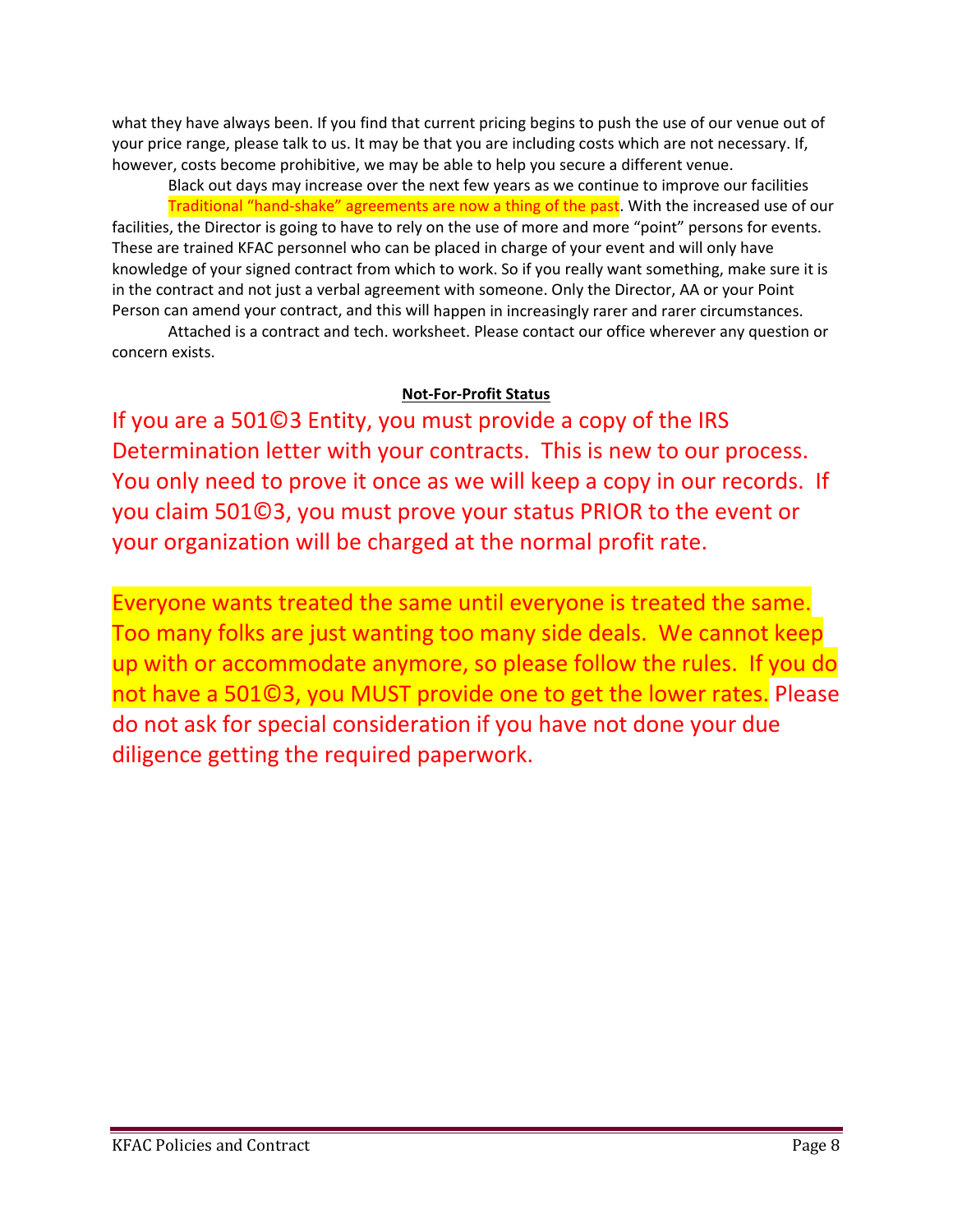what they have always been. If you find that current pricing begins to push the use of our venue out of your price range, please talk to us. It may be that you are including costs which are not necessary. If, however, costs become prohibitive, we may be able to help you secure a different venue.

Black out days may increase over the next few years as we continue to improve our facilities

Traditional "hand-shake" agreements are now a thing of the past. With the increased use of our facilities, the Director is going to have to rely on the use of more and more "point" persons for events. These are trained KFAC personnel who can be placed in charge of your event and will only have knowledge of your signed contract from which to work. So if you really want something, make sure it is in the contract and not just a verbal agreement with someone. Only the Director, AA or your Point Person can amend your contract, and this will happen in increasingly rarer and rarer circumstances.

Attached is a contract and tech. worksheet. Please contact our office wherever any question or concern exists.

**Not-For-Profit Status**

If you are a 501©3 Entity, you must provide a copy of the IRS Determination letter with your contracts. This is new to our process. You only need to prove it once as we will keep a copy in our records. If you claim 501©3, you must prove your status PRIOR to the event or your organization will be charged at the normal profit rate.

Everyone wants treated the same until everyone is treated the same. Too many folks are just wanting too many side deals. We cannot keep up with or accommodate anymore, so please follow the rules. If you do not have a 501©3, you MUST provide one to get the lower rates. Please do not ask for special consideration if you have not done your due diligence getting the required paperwork.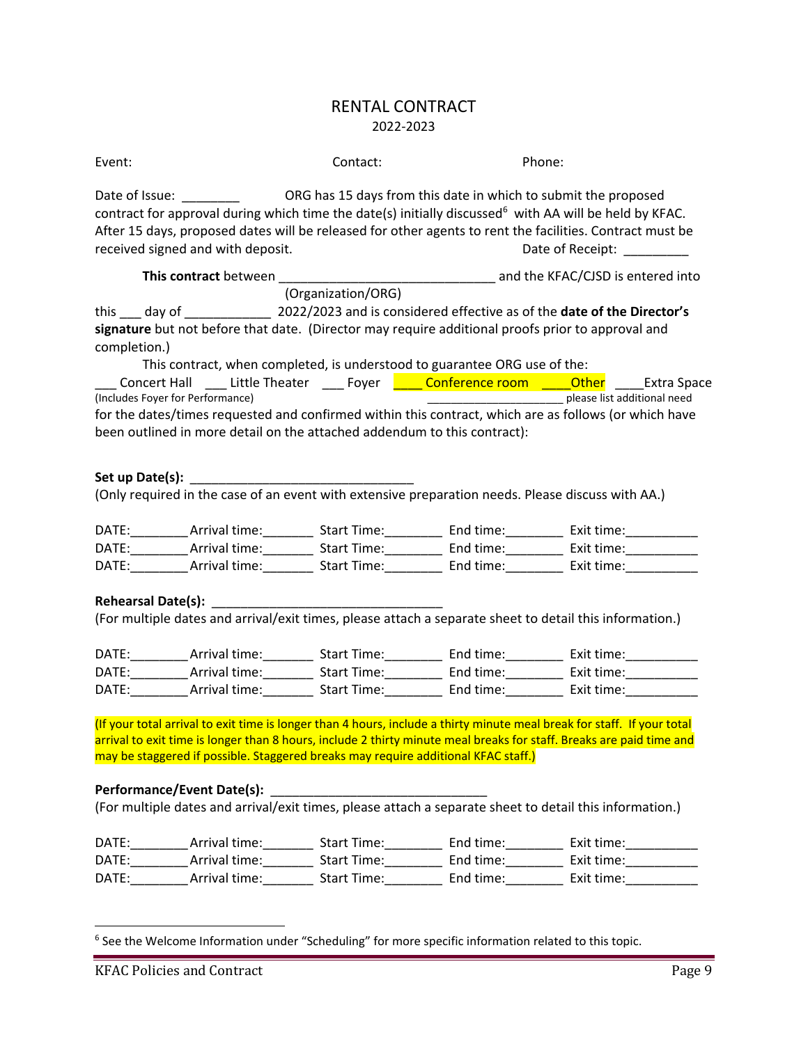# RENTAL CONTRACT

2022-2023

Event: Contact: Phone:

Date of Issue: ________ ORG has 15 days from this date in which to submit the proposed contract for approval during which time the date(s) initially discussed[6] with AA will be held by KFAC. After 15 days, proposed dates will be released for other agents to rent the facilities. Contract must be received signed and with deposit. Date of Receipt: _________

**This contract** between ______________________________ and the KFAC/CJSD is entered into
(Organization/ORG)
this ___ day of ____________ 2022/2023 and is considered effective as of the **date of the Director's signature** but not before that date. (Director may require additional proofs prior to approval and completion.)

This contract, when completed, is understood to guarantee ORG use of the:

___ Concert Hall ___ Little Theater ___ Foyer ____ Conference room ____Other ____Extra Space
(Includes Foyer for Performance) ____________________ please list additional need

for the dates/times requested and confirmed within this contract, which are as follows (or which have been outlined in more detail on the attached addendum to this contract):

**Set up Date(s):** ______________________________

(Only required in the case of an event with extensive preparation needs. Please discuss with AA.)

DATE:________ Arrival time:_______ Start Time:________ End time:________ Exit time:__________
DATE:________ Arrival time:_______ Start Time:________ End time:________ Exit time:__________
DATE:________ Arrival time:_______ Start Time:________ End time:________ Exit time:__________

**Rehearsal Date(s):** ________________________________

(For multiple dates and arrival/exit times, please attach a separate sheet to detail this information.)

DATE:________ Arrival time:_______ Start Time:________ End time:________ Exit time:__________
DATE:________ Arrival time:_______ Start Time:________ End time:________ Exit time:__________
DATE:________ Arrival time:_______ Start Time:________ End time:________ Exit time:__________

(If your total arrival to exit time is longer than 4 hours, include a thirty minute meal break for staff. If your total arrival to exit time is longer than 8 hours, include 2 thirty minute meal breaks for staff. Breaks are paid time and may be staggered if possible. Staggered breaks may require additional KFAC staff.)

**Performance/Event Date(s):** ______________________________

(For multiple dates and arrival/exit times, please attach a separate sheet to detail this information.)

DATE:________ Arrival time:_______ Start Time:________ End time:________ Exit time:__________
DATE:________ Arrival time:_______ Start Time:________ End time:________ Exit time:__________
DATE:________ Arrival time:_______ Start Time:________ End time:________ Exit time:__________

[6] See the Welcome Information under "Scheduling" for more specific information related to this topic.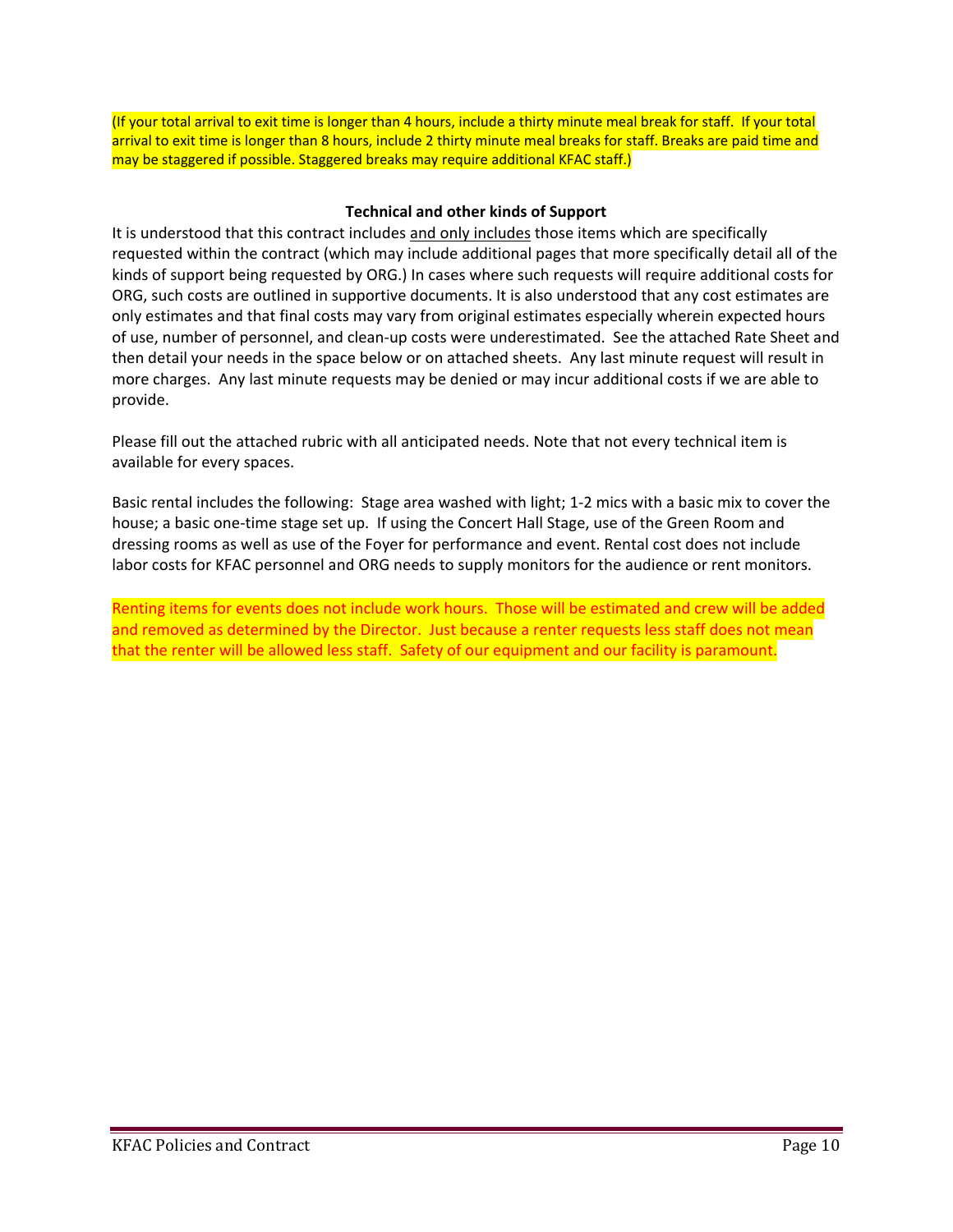(If your total arrival to exit time is longer than 4 hours, include a thirty minute meal break for staff. If your total arrival to exit time is longer than 8 hours, include 2 thirty minute meal breaks for staff. Breaks are paid time and may be staggered if possible. Staggered breaks may require additional KFAC staff.)

### Technical and other kinds of Support

It is understood that this contract includes <u>and only includes</u> those items which are specifically requested within the contract (which may include additional pages that more specifically detail all of the kinds of support being requested by ORG.) In cases where such requests will require additional costs for ORG, such costs are outlined in supportive documents. It is also understood that any cost estimates are only estimates and that final costs may vary from original estimates especially wherein expected hours of use, number of personnel, and clean-up costs were underestimated. See the attached Rate Sheet and then detail your needs in the space below or on attached sheets. Any last minute request will result in more charges. Any last minute requests may be denied or may incur additional costs if we are able to provide.

Please fill out the attached rubric with all anticipated needs. Note that not every technical item is available for every spaces.

Basic rental includes the following: Stage area washed with light; 1-2 mics with a basic mix to cover the house; a basic one-time stage set up. If using the Concert Hall Stage, use of the Green Room and dressing rooms as well as use of the Foyer for performance and event. Rental cost does not include labor costs for KFAC personnel and ORG needs to supply monitors for the audience or rent monitors.

Renting items for events does not include work hours. Those will be estimated and crew will be added and removed as determined by the Director. Just because a renter requests less staff does not mean that the renter will be allowed less staff. Safety of our equipment and our facility is paramount.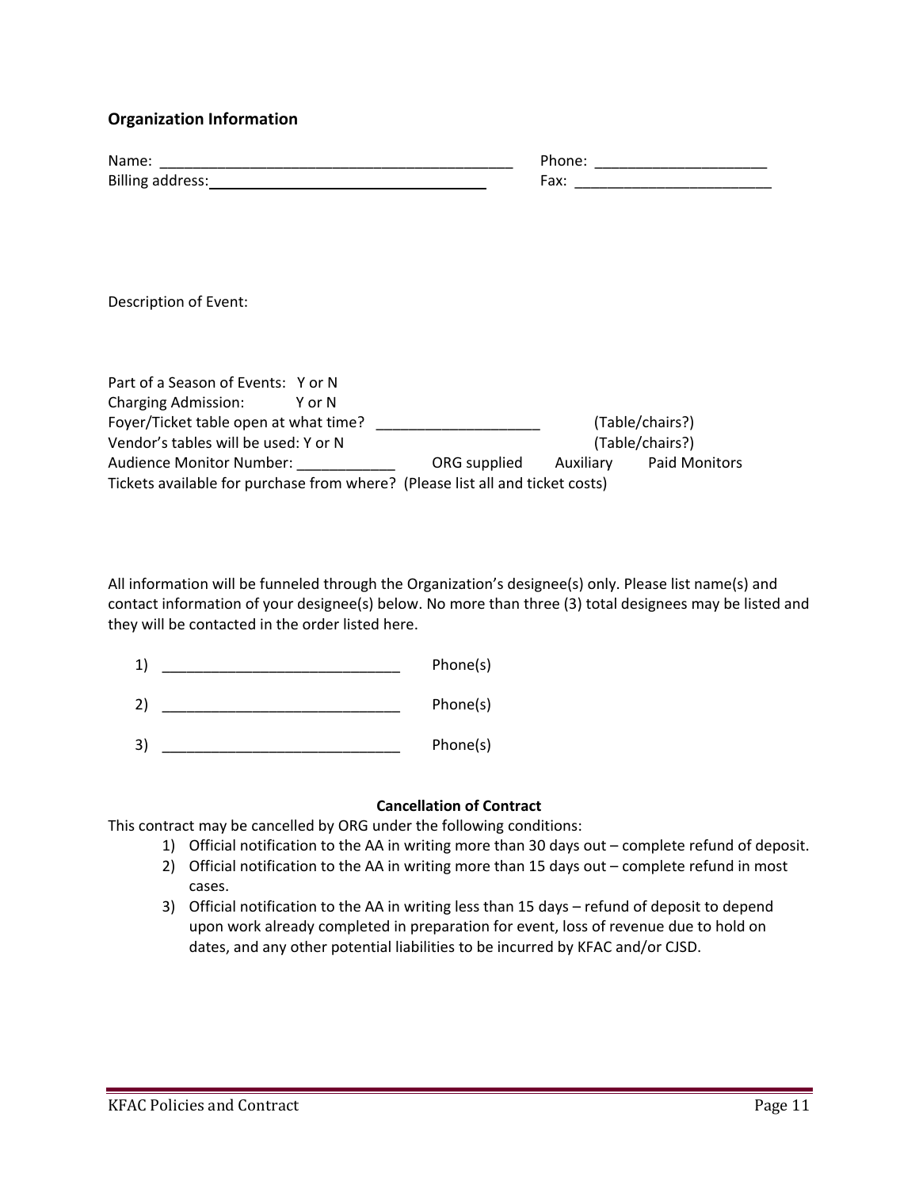## Organization Information

Name: ____________________________________________ Phone: _____________________

Billing address: ___________________________________ Fax: _________________________

Description of Event:

Part of a Season of Events: Y or N

Charging Admission: Y or N

Foyer/Ticket table open at what time? ____________________ (Table/chairs?)

Vendor's tables will be used: Y or N (Table/chairs?)

Audience Monitor Number: ____________ ORG supplied Auxiliary Paid Monitors

Tickets available for purchase from where? (Please list all and ticket costs)

All information will be funneled through the Organization's designee(s) only. Please list name(s) and contact information of your designee(s) below. No more than three (3) total designees may be listed and they will be contacted in the order listed here.

1) _____________________________ Phone(s)

2) _____________________________ Phone(s)

3) _____________________________ Phone(s)

**Cancellation of Contract**

This contract may be cancelled by ORG under the following conditions:

1) Official notification to the AA in writing more than 30 days out – complete refund of deposit.
2) Official notification to the AA in writing more than 15 days out – complete refund in most cases.
3) Official notification to the AA in writing less than 15 days – refund of deposit to depend upon work already completed in preparation for event, loss of revenue due to hold on dates, and any other potential liabilities to be incurred by KFAC and/or CJSD.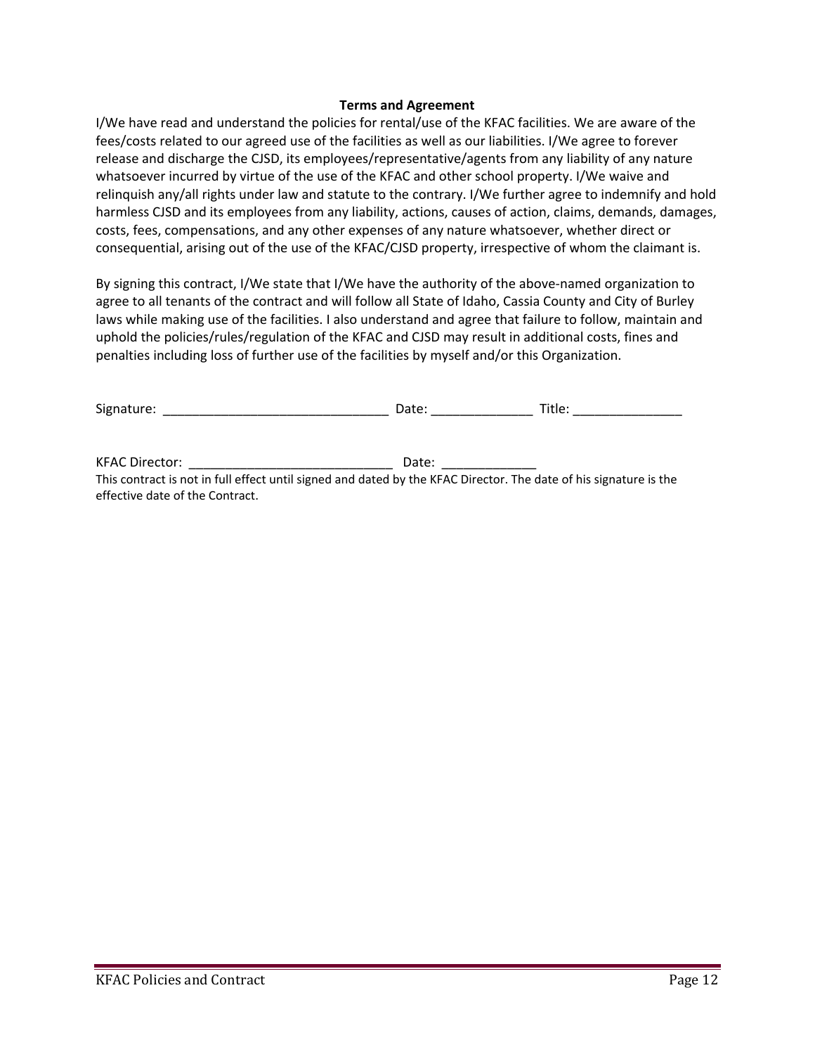**Terms and Agreement**

I/We have read and understand the policies for rental/use of the KFAC facilities. We are aware of the fees/costs related to our agreed use of the facilities as well as our liabilities. I/We agree to forever release and discharge the CJSD, its employees/representative/agents from any liability of any nature whatsoever incurred by virtue of the use of the KFAC and other school property. I/We waive and relinquish any/all rights under law and statute to the contrary. I/We further agree to indemnify and hold harmless CJSD and its employees from any liability, actions, causes of action, claims, demands, damages, costs, fees, compensations, and any other expenses of any nature whatsoever, whether direct or consequential, arising out of the use of the KFAC/CJSD property, irrespective of whom the claimant is.

By signing this contract, I/We state that I/We have the authority of the above-named organization to agree to all tenants of the contract and will follow all State of Idaho, Cassia County and City of Burley laws while making use of the facilities. I also understand and agree that failure to follow, maintain and uphold the policies/rules/regulation of the KFAC and CJSD may result in additional costs, fines and penalties including loss of further use of the facilities by myself and/or this Organization.

Signature: _______________________________ Date: ______________ Title: _______________

KFAC Director: ____________________________ Date: _____________

This contract is not in full effect until signed and dated by the KFAC Director. The date of his signature is the effective date of the Contract.